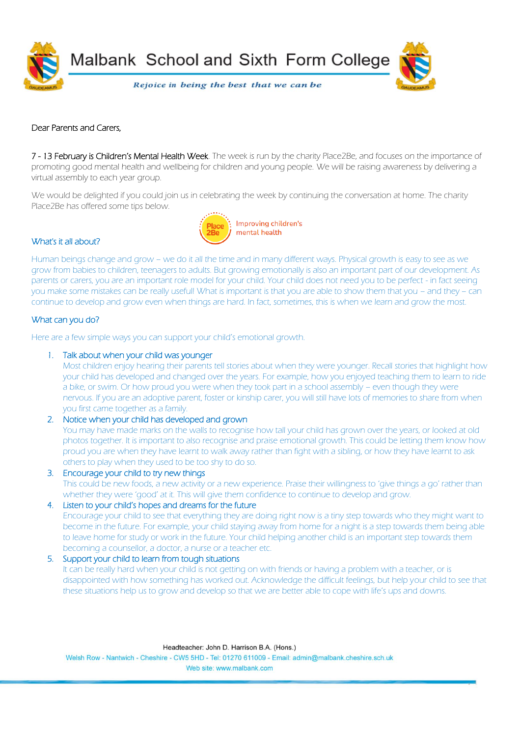# Malbank School and Sixth Form College

*Rejoice in being the best that we can be*

Dear Parents and Carers,

7 - 13 February is Children's Mental Health Week. The week is run by the charity Place2Be, and focuses on the importance of promoting good mental health and wellbeing for children and young people. We will be raising awareness by delivering a virtual assembly to each year group.

We would be delighted if you could join us in celebrating the week by continuing the conversation at home. The charity Place2Be has offered some tips below.

Place2Be — Improving children's mental health

## What's it all about?

Human beings change and grow – we do it all the time and in many different ways. Physical growth is easy to see as we grow from babies to children, teenagers to adults. But growing emotionally is also an important part of our development. As parents or carers, you are an important role model for your child. Your child does not need you to be perfect - in fact seeing you make some mistakes can be really useful! What is important is that you are able to show them that you – and they – can continue to develop and grow even when things are hard. In fact, sometimes, this is when we learn and grow the most.

## What can you do?

Here are a few simple ways you can support your child's emotional growth.

1. **Talk about when your child was younger**
   Most children enjoy hearing their parents tell stories about when they were younger. Recall stories that highlight how your child has developed and changed over the years. For example, how you enjoyed teaching them to learn to ride a bike, or swim. Or how proud you were when they took part in a school assembly – even though they were nervous. If you are an adoptive parent, foster or kinship carer, you will still have lots of memories to share from when you first came together as a family.
2. **Notice when your child has developed and grown**
   You may have made marks on the walls to recognise how tall your child has grown over the years, or looked at old photos together. It is important to also recognise and praise emotional growth. This could be letting them know how proud you are when they have learnt to walk away rather than fight with a sibling, or how they have learnt to ask others to play when they used to be too shy to do so.
3. **Encourage your child to try new things**
   This could be new foods, a new activity or a new experience. Praise their willingness to 'give things a go' rather than whether they were 'good' at it. This will give them confidence to continue to develop and grow.
4. **Listen to your child's hopes and dreams for the future**
   Encourage your child to see that everything they are doing right now is a tiny step towards who they might want to become in the future. For example, your child staying away from home for a night is a step towards them being able to leave home for study or work in the future. Your child helping another child is an important step towards them becoming a counsellor, a doctor, a nurse or a teacher etc.
5. **Support your child to learn from tough situations**
   It can be really hard when your child is not getting on with friends or having a problem with a teacher, or is disappointed with how something has worked out. Acknowledge the difficult feelings, but help your child to see that these situations help us to grow and develop so that we are better able to cope with life's ups and downs.

Headteacher: John D. Harrison B.A. (Hons.)
Welsh Row - Nantwich - Cheshire - CW5 5HD - Tel: 01270 611009 - Email: admin@malbank.cheshire.sch.uk
Web site: www.malbank.com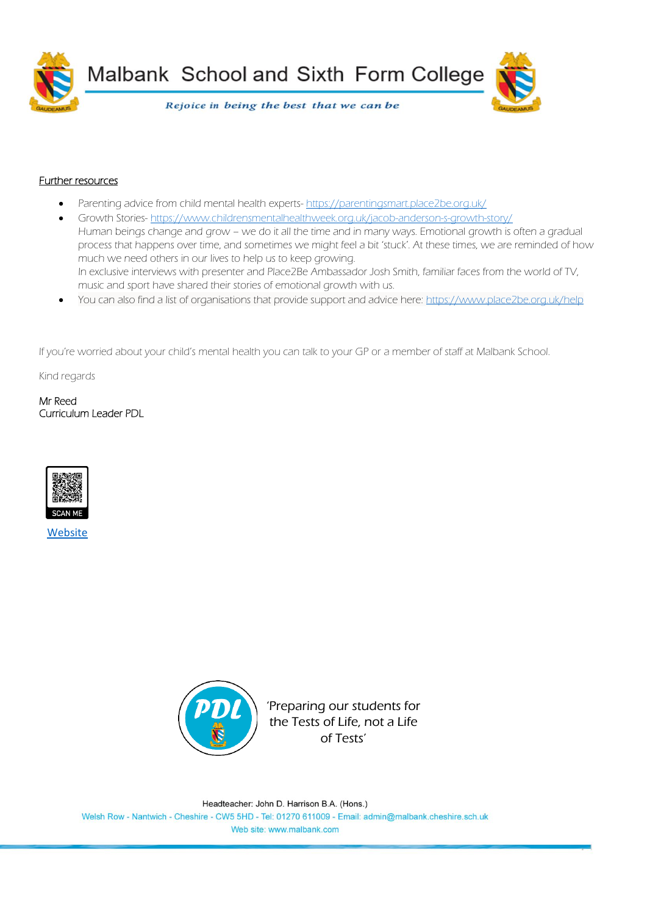Malbank School and Sixth Form College

*Rejoice in being the best that we can be*

Further resources

- Parenting advice from child mental health experts- https://parentingsmart.place2be.org.uk/
- Growth Stories- https://www.childrensmentalhealthweek.org.uk/jacob-anderson-s-growth-story/
  Human beings change and grow – we do it all the time and in many ways. Emotional growth is often a gradual process that happens over time, and sometimes we might feel a bit 'stuck'. At these times, we are reminded of how much we need others in our lives to help us to keep growing.
  In exclusive interviews with presenter and Place2Be Ambassador Josh Smith, familiar faces from the world of TV, music and sport have shared their stories of emotional growth with us.
- You can also find a list of organisations that provide support and advice here: https://www.place2be.org.uk/help

If you're worried about your child's mental health you can talk to your GP or a member of staff at Malbank School.

Kind regards

Mr Reed
Curriculum Leader PDL

SCAN ME

Website

'Preparing our students for the Tests of Life, not a Life of Tests'

Headteacher: John D. Harrison B.A. (Hons.)
Welsh Row - Nantwich - Cheshire - CW5 5HD - Tel: 01270 611009 - Email: admin@malbank.cheshire.sch.uk
Web site: www.malbank.com